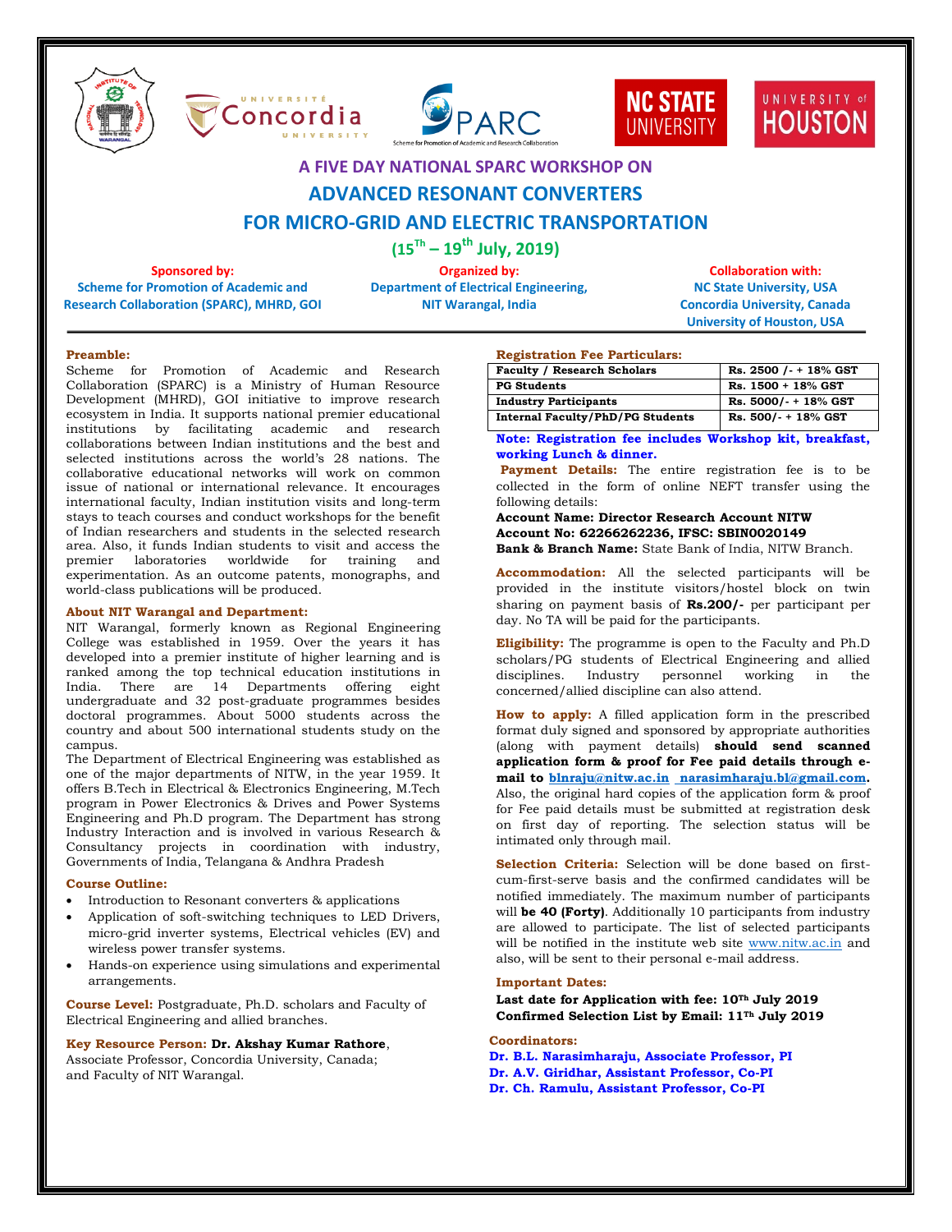# A FIVE DAY NATIONAL SPARC WORKSHOP ON

# ADVANCED RESONANT CONVERTERS FOR MICRO-GRID AND ELECTRIC TRANSPORTATION

## (15[Th] – 19[th] July, 2019)

**Sponsored by:**
Scheme for Promotion of Academic and Research Collaboration (SPARC), MHRD, GOI

**Organized by:**
Department of Electrical Engineering, NIT Warangal, India

**Collaboration with:**
NC State University, USA
Concordia University, Canada
University of Houston, USA

---

### Preamble:

Scheme for Promotion of Academic and Research Collaboration (SPARC) is a Ministry of Human Resource Development (MHRD), GOI initiative to improve research ecosystem in India. It supports national premier educational institutions by facilitating academic and research collaborations between Indian institutions and the best and selected institutions across the world's 28 nations. The collaborative educational networks will work on common issue of national or international relevance. It encourages international faculty, Indian institution visits and long-term stays to teach courses and conduct workshops for the benefit of Indian researchers and students in the selected research area. Also, it funds Indian students to visit and access the premier laboratories worldwide for training and experimentation. As an outcome patents, monographs, and world-class publications will be produced.

### About NIT Warangal and Department:

NIT Warangal, formerly known as Regional Engineering College was established in 1959. Over the years it has developed into a premier institute of higher learning and is ranked among the top technical education institutions in India. There are 14 Departments offering eight undergraduate and 32 post-graduate programmes besides doctoral programmes. About 5000 students across the country and about 500 international students study on the campus.

The Department of Electrical Engineering was established as one of the major departments of NITW, in the year 1959. It offers B.Tech in Electrical & Electronics Engineering, M.Tech program in Power Electronics & Drives and Power Systems Engineering and Ph.D program. The Department has strong Industry Interaction and is involved in various Research & Consultancy projects in coordination with industry, Governments of India, Telangana & Andhra Pradesh

### Course Outline:

- Introduction to Resonant converters & applications
- Application of soft-switching techniques to LED Drivers, micro-grid inverter systems, Electrical vehicles (EV) and wireless power transfer systems.
- Hands-on experience using simulations and experimental arrangements.

**Course Level:** Postgraduate, Ph.D. scholars and Faculty of Electrical Engineering and allied branches.

**Key Resource Person:** **Dr. Akshay Kumar Rathore**, Associate Professor, Concordia University, Canada; and Faculty of NIT Warangal.

### Registration Fee Particulars:

| Category | Fee |
|---|---|
| Faculty / Research Scholars | Rs. 2500 /- + 18% GST |
| PG Students | Rs. 1500 + 18% GST |
| Industry Participants | Rs. 5000/- + 18% GST |
| Internal Faculty/PhD/PG Students | Rs. 500/- + 18% GST |

**Note: Registration fee includes Workshop kit, breakfast, working Lunch & dinner.**

**Payment Details:** The entire registration fee is to be collected in the form of online NEFT transfer using the following details:

**Account Name: Director Research Account NITW**
**Account No: 62266262236, IFSC: SBIN0020149**
**Bank & Branch Name:** State Bank of India, NITW Branch.

**Accommodation:** All the selected participants will be provided in the institute visitors/hostel block on twin sharing on payment basis of **Rs.200/-** per participant per day. No TA will be paid for the participants.

**Eligibility:** The programme is open to the Faculty and Ph.D scholars/PG students of Electrical Engineering and allied disciplines. Industry personnel working in the concerned/allied discipline can also attend.

**How to apply:** A filled application form in the prescribed format duly signed and sponsored by appropriate authorities (along with payment details) **should send scanned application form & proof for Fee paid details through e-mail to blnraju@nitw.ac.in narasimharaju.bl@gmail.com.** Also, the original hard copies of the application form & proof for Fee paid details must be submitted at registration desk on first day of reporting. The selection status will be intimated only through mail.

**Selection Criteria:** Selection will be done based on first-cum-first-serve basis and the confirmed candidates will be notified immediately. The maximum number of participants will **be 40 (Forty)**. Additionally 10 participants from industry are allowed to participate. The list of selected participants will be notified in the institute web site www.nitw.ac.in and also, will be sent to their personal e-mail address.

### Important Dates:

**Last date for Application with fee: 10[Th] July 2019**
**Confirmed Selection List by Email: 11[Th] July 2019**

### Coordinators:

**Dr. B.L. Narasimharaju, Associate Professor, PI**
**Dr. A.V. Giridhar, Assistant Professor, Co-PI**
**Dr. Ch. Ramulu, Assistant Professor, Co-PI**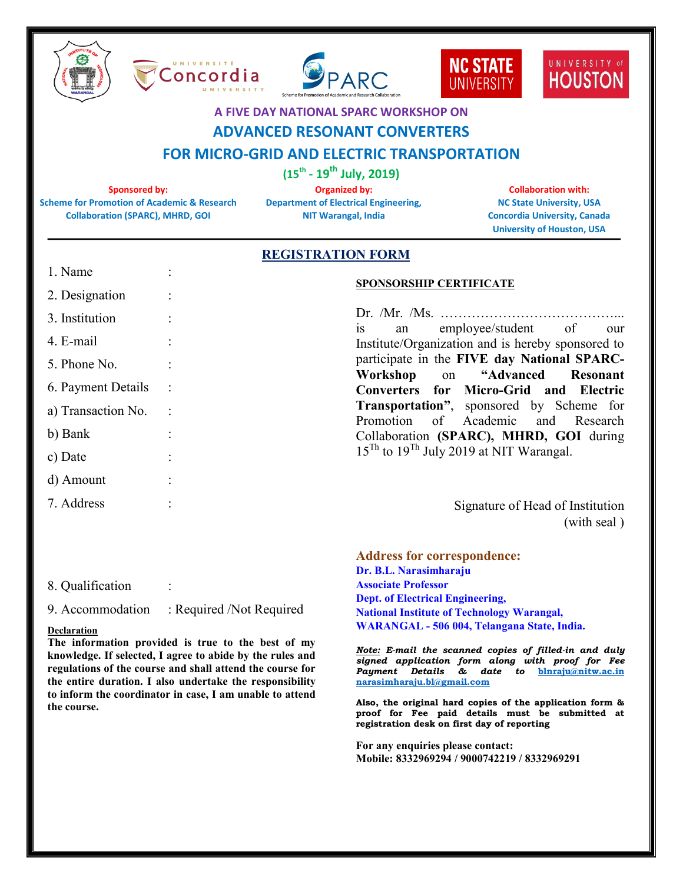A FIVE DAY NATIONAL SPARC WORKSHOP ON

# ADVANCED RESONANT CONVERTERS FOR MICRO-GRID AND ELECTRIC TRANSPORTATION

**(15th - 19th July, 2019)**

**Sponsored by:**
**Scheme for Promotion of Academic & Research Collaboration (SPARC), MHRD, GOI**

**Organized by:**
**Department of Electrical Engineering, NIT Warangal, India**

**Collaboration with:**
**NC State University, USA**
**Concordia University, Canada**
**University of Houston, USA**

## REGISTRATION FORM

1. Name :
2. Designation :
3. Institution :
4. E-mail :
5. Phone No. :
6. Payment Details :
   a) Transaction No. :
   b) Bank :
   c) Date :
   d) Amount :
7. Address :

8. Qualification :
9. Accommodation : Required /Not Required

**Declaration**

**The information provided is true to the best of my knowledge. If selected, I agree to abide by the rules and regulations of the course and shall attend the course for the entire duration. I also undertake the responsibility to inform the coordinator in case, I am unable to attend the course.**

**SPONSORSHIP CERTIFICATE**

Dr. /Mr. /Ms. …………………………………... is an employee/student of our Institute/Organization and is hereby sponsored to participate in the **FIVE day National SPARC-Workshop** on **"Advanced Resonant Converters for Micro-Grid and Electric Transportation"**, sponsored by Scheme for Promotion of Academic and Research Collaboration **(SPARC), MHRD, GOI** during 15Th to 19Th July 2019 at NIT Warangal.

Signature of Head of Institution
(with seal )

**Address for correspondence:**
**Dr. B.L. Narasimharaju**
**Associate Professor**
**Dept. of Electrical Engineering,**
**National Institute of Technology Warangal,**
**WARANGAL - 506 004, Telangana State, India.**

***Note:*** ***E-mail the scanned copies of filled-in and duly signed application form along with proof for Fee Payment Details & date to*** **blnraju@nitw.ac.in narasimharaju.bl@gmail.com**

**Also, the original hard copies of the application form & proof for Fee paid details must be submitted at registration desk on first day of reporting**

**For any enquiries please contact:**
**Mobile: 8332969294 / 9000742219 / 8332969291**